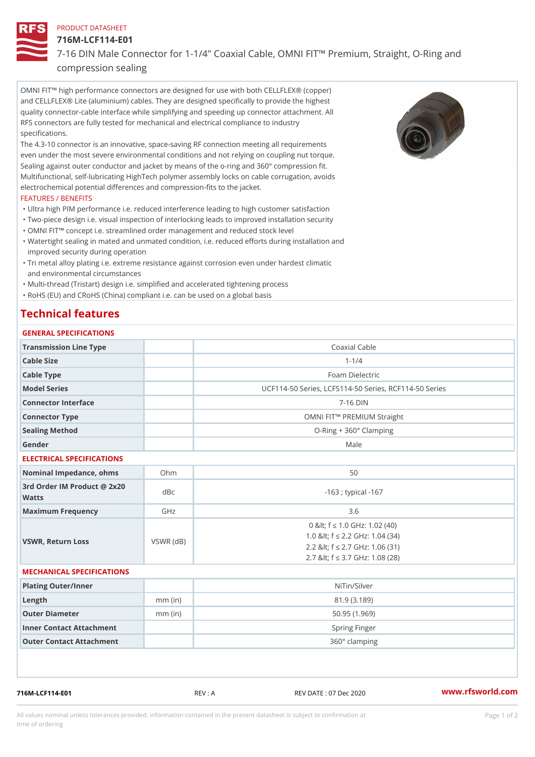PRODUCT DATASHEET

# 716M-LCF114-E01

7-16 DIN Male Connector for 1-1/4" Coaxial Cable, OMNI FIT™ Premium, Straight, O-Ring and compression sealing

OMNI FIT™ high performance connectors are designed for use with both CELLFLEX® (copper) and CELLFLEX® Lite (aluminium) cables. They are designed specifically to provide the highest quality connector-cable interface while simplifying and speeding up connector attachment. All RFS connectors are fully tested for mechanical and electrical compliance to industry specifications.

The 4.3-10 connector is an innovative, space-saving RF connection meeting all requirements even under the most severe environmental conditions and not relying on coupling nut torque. Sealing against outer conductor and jacket by means of the o-ring and 360° compression fit. Multifunctional, self-lubricating HighTech polymer assembly locks on cable corrugation, avoids electrochemical potential differences and compression-fits to the jacket.

FEATURES / BENEFITS

- Ultra high PIM performance i.e. reduced interference leading to high customer satisfaction
- Two-piece design i.e. visual inspection of interlocking leads to improved installation security
- OMNI FIT™ concept i.e. streamlined order management and reduced stock level
- Watertight sealing in mated and unmated condition, i.e. reduced efforts during installation and improved security during operation
- Tri metal alloy plating i.e. extreme resistance against corrosion even under hardest climatic and environmental circumstances
- Multi-thread (Tristart) design i.e. simplified and accelerated tightening process
- RoHS (EU) and CRoHS (China) compliant i.e. can be used on a global basis

## Technical features

### GENERAL SPECIFICATIONS

| | | |
|---|---|---|
| Transmission Line Type | | Coaxial Cable |
| Cable Size | | 1-1/4 |
| Cable Type | | Foam Dielectric |
| Model Series | | UCF114-50 Series, LCFS114-50 Series, RCF114-50 Series |
| Connector Interface | | 7-16 DIN |
| Connector Type | | OMNI FIT™ PREMIUM Straight |
| Sealing Method | | O-Ring + 360° Clamping |
| Gender | | Male |

### ELECTRICAL SPECIFICATIONS

| | | |
|---|---|---|
| Nominal Impedance, ohms | Ohm | 50 |
| 3rd Order IM Product @ 2x20 Watts | dBc | -163 ; typical -167 |
| Maximum Frequency | GHz | 3.6 |
| VSWR, Return Loss | VSWR (dB) | 0 &lt; f ≤ 1.0 GHz: 1.02 (40)<br>1.0 &lt; f ≤ 2.2 GHz: 1.04 (34)<br>2.2 &lt; f ≤ 2.7 GHz: 1.06 (31)<br>2.7 &lt; f ≤ 3.7 GHz: 1.08 (28) |

### MECHANICAL SPECIFICATIONS

| | | |
|---|---|---|
| Plating Outer/Inner | | NiTin/Silver |
| Length | mm (in) | 81.9 (3.189) |
| Outer Diameter | mm (in) | 50.95 (1.969) |
| Inner Contact Attachment | | Spring Finger |
| Outer Contact Attachment | | 360° clamping |

716M-LCF114-E01 REV : A REV DATE : 07 Dec 2020 www.rfsworld.com

All values nominal unless tolerances provided; information contained in the present datasheet is subject to confirmation at time of ordering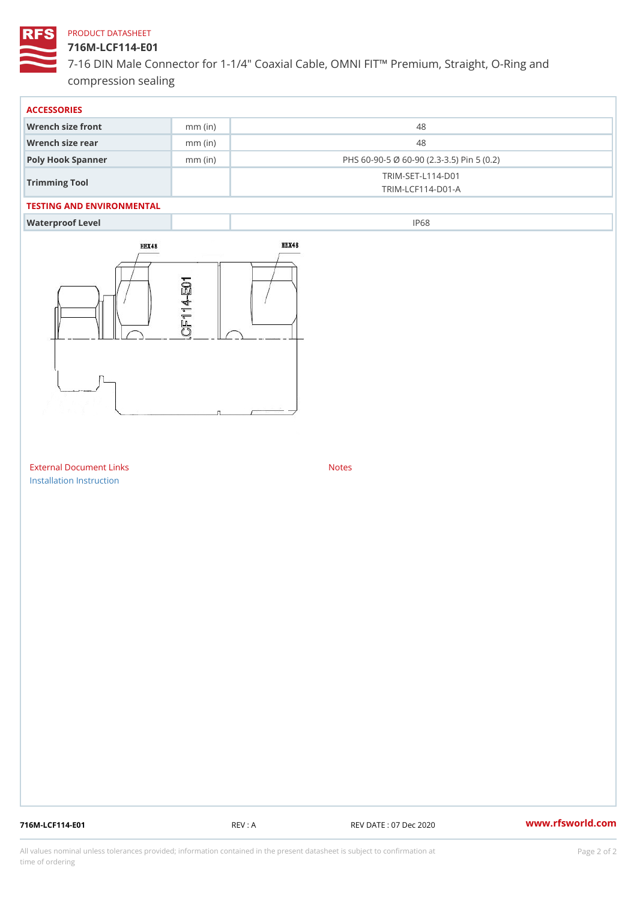PRODUCT DATASHEET

# 716M-LCF114-E01

7-16 DIN Male Connector for 1-1/4" Coaxial Cable, OMNI FIT™ Premium, Straight, O-Ring and compression sealing

## ACCESSORIES

| | | |
|---|---|---|
| Wrench size front | mm (in) | 48 |
| Wrench size rear | mm (in) | 48 |
| Poly Hook Spanner | mm (in) | PHS 60-90-5 Ø 60-90 (2.3-3.5) Pin 5 (0.2) |
| Trimming Tool | | TRIM-SET-L114-D01<br>TRIM-LCF114-D01-A |

## TESTING AND ENVIRONMENTAL

| | | |
|---|---|---|
| Waterproof Level | | IP68 |

HEX48

HEX48

LCF114-E01

External Document Links

Installation Instruction

Notes

716M-LCF114-E01 REV : A REV DATE : 07 Dec 2020 www.rfsworld.com

All values nominal unless tolerances provided; information contained in the present datasheet is subject to confirmation at time of ordering